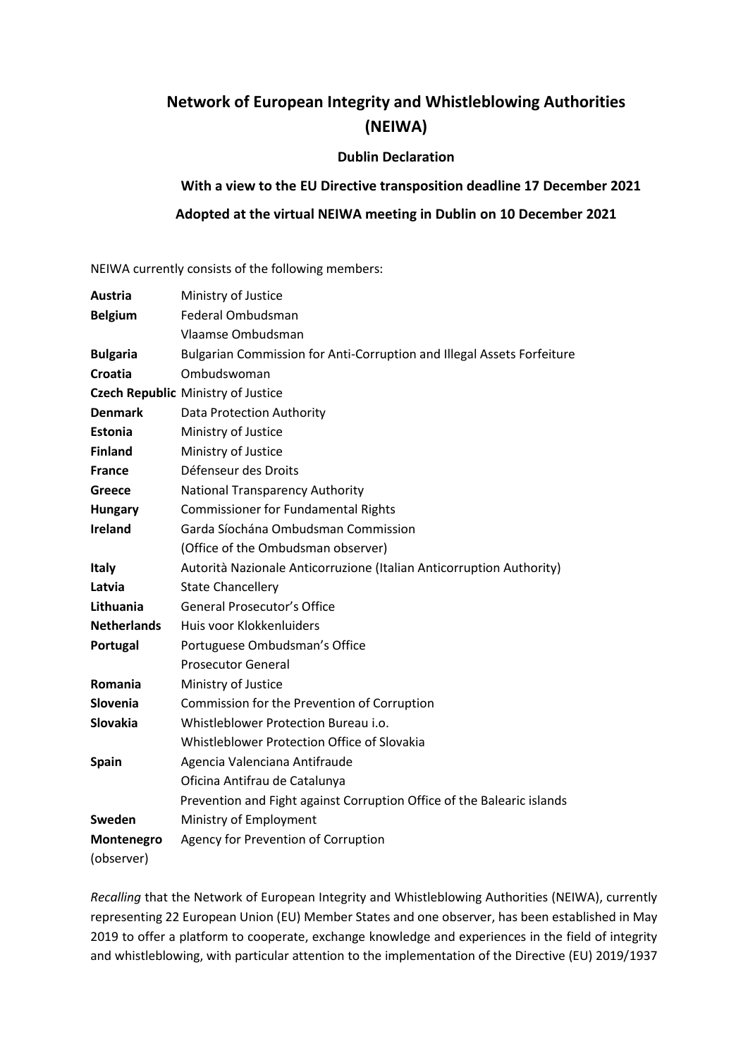# Network of European Integrity and Whistleblowing Authorities (NEIWA)

## Dublin Declaration

### With a view to the EU Directive transposition deadline 17 December 2021

### Adopted at the virtual NEIWA meeting in Dublin on 10 December 2021

NEIWA currently consists of the following members:

| | |
|---|---|
| **Austria** | Ministry of Justice |
| **Belgium** | Federal Ombudsman |
| | Vlaamse Ombudsman |
| **Bulgaria** | Bulgarian Commission for Anti-Corruption and Illegal Assets Forfeiture |
| **Croatia** | Ombudswoman |
| **Czech Republic** | Ministry of Justice |
| **Denmark** | Data Protection Authority |
| **Estonia** | Ministry of Justice |
| **Finland** | Ministry of Justice |
| **France** | Défenseur des Droits |
| **Greece** | National Transparency Authority |
| **Hungary** | Commissioner for Fundamental Rights |
| **Ireland** | Garda Síochána Ombudsman Commission |
| | (Office of the Ombudsman observer) |
| **Italy** | Autorità Nazionale Anticorruzione (Italian Anticorruption Authority) |
| **Latvia** | State Chancellery |
| **Lithuania** | General Prosecutor's Office |
| **Netherlands** | Huis voor Klokkenluiders |
| **Portugal** | Portuguese Ombudsman's Office |
| | Prosecutor General |
| **Romania** | Ministry of Justice |
| **Slovenia** | Commission for the Prevention of Corruption |
| **Slovakia** | Whistleblower Protection Bureau i.o. |
| | Whistleblower Protection Office of Slovakia |
| **Spain** | Agencia Valenciana Antifraude |
| | Oficina Antifrau de Catalunya |
| | Prevention and Fight against Corruption Office of the Balearic islands |
| **Sweden** | Ministry of Employment |
| **Montenegro** (observer) | Agency for Prevention of Corruption |

*Recalling* that the Network of European Integrity and Whistleblowing Authorities (NEIWA), currently representing 22 European Union (EU) Member States and one observer, has been established in May 2019 to offer a platform to cooperate, exchange knowledge and experiences in the field of integrity and whistleblowing, with particular attention to the implementation of the Directive (EU) 2019/1937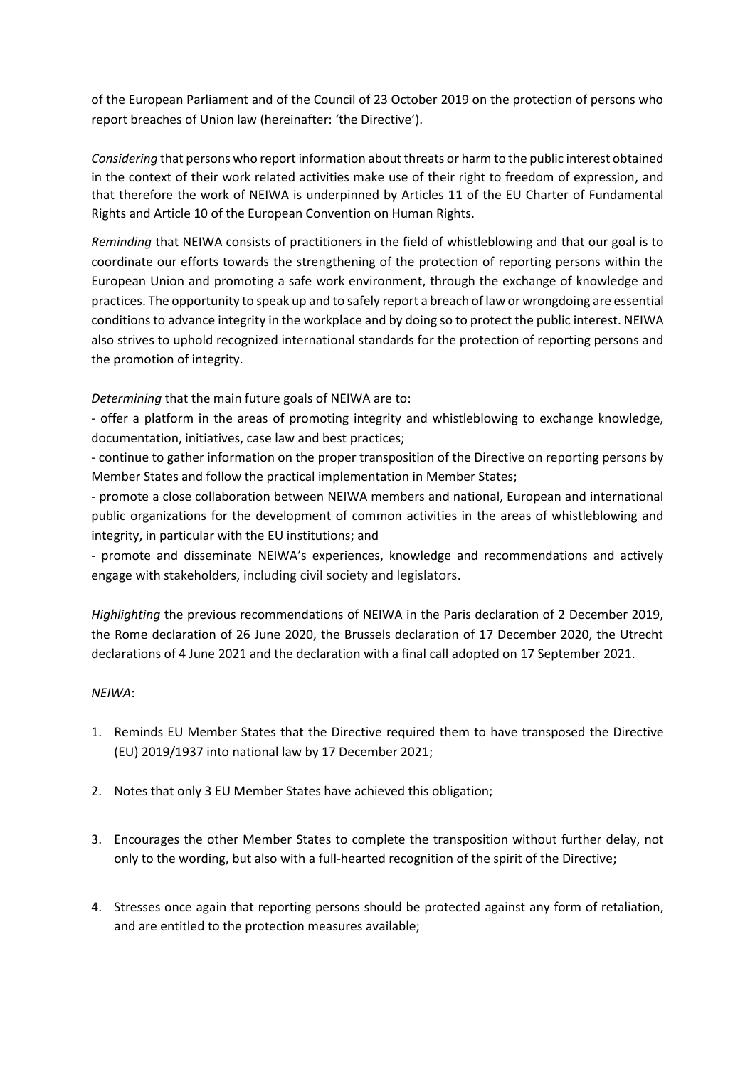of the European Parliament and of the Council of 23 October 2019 on the protection of persons who report breaches of Union law (hereinafter: 'the Directive').

*Considering* that persons who report information about threats or harm to the public interest obtained in the context of their work related activities make use of their right to freedom of expression, and that therefore the work of NEIWA is underpinned by Articles 11 of the EU Charter of Fundamental Rights and Article 10 of the European Convention on Human Rights.

*Reminding* that NEIWA consists of practitioners in the field of whistleblowing and that our goal is to coordinate our efforts towards the strengthening of the protection of reporting persons within the European Union and promoting a safe work environment, through the exchange of knowledge and practices. The opportunity to speak up and to safely report a breach of law or wrongdoing are essential conditions to advance integrity in the workplace and by doing so to protect the public interest. NEIWA also strives to uphold recognized international standards for the protection of reporting persons and the promotion of integrity.

*Determining* that the main future goals of NEIWA are to:

- offer a platform in the areas of promoting integrity and whistleblowing to exchange knowledge, documentation, initiatives, case law and best practices;
- continue to gather information on the proper transposition of the Directive on reporting persons by Member States and follow the practical implementation in Member States;
- promote a close collaboration between NEIWA members and national, European and international public organizations for the development of common activities in the areas of whistleblowing and integrity, in particular with the EU institutions; and
- promote and disseminate NEIWA's experiences, knowledge and recommendations and actively engage with stakeholders, including civil society and legislators.

*Highlighting* the previous recommendations of NEIWA in the Paris declaration of 2 December 2019, the Rome declaration of 26 June 2020, the Brussels declaration of 17 December 2020, the Utrecht declarations of 4 June 2021 and the declaration with a final call adopted on 17 September 2021.

*NEIWA*:

1. Reminds EU Member States that the Directive required them to have transposed the Directive (EU) 2019/1937 into national law by 17 December 2021;

2. Notes that only 3 EU Member States have achieved this obligation;

3. Encourages the other Member States to complete the transposition without further delay, not only to the wording, but also with a full-hearted recognition of the spirit of the Directive;

4. Stresses once again that reporting persons should be protected against any form of retaliation, and are entitled to the protection measures available;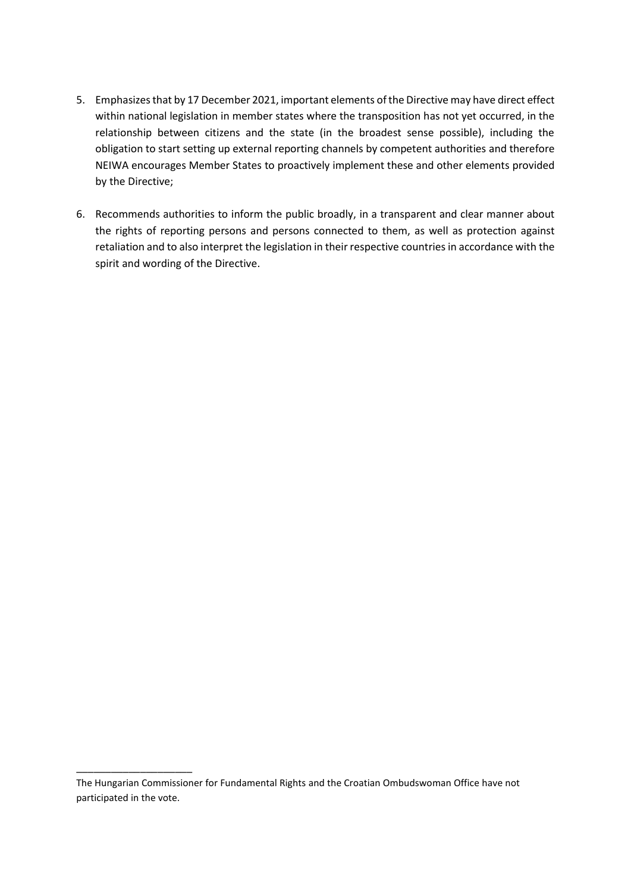5. Emphasizes that by 17 December 2021, important elements of the Directive may have direct effect within national legislation in member states where the transposition has not yet occurred, in the relationship between citizens and the state (in the broadest sense possible), including the obligation to start setting up external reporting channels by competent authorities and therefore NEIWA encourages Member States to proactively implement these and other elements provided by the Directive;

6. Recommends authorities to inform the public broadly, in a transparent and clear manner about the rights of reporting persons and persons connected to them, as well as protection against retaliation and to also interpret the legislation in their respective countries in accordance with the spirit and wording of the Directive.

---

The Hungarian Commissioner for Fundamental Rights and the Croatian Ombudswoman Office have not participated in the vote.